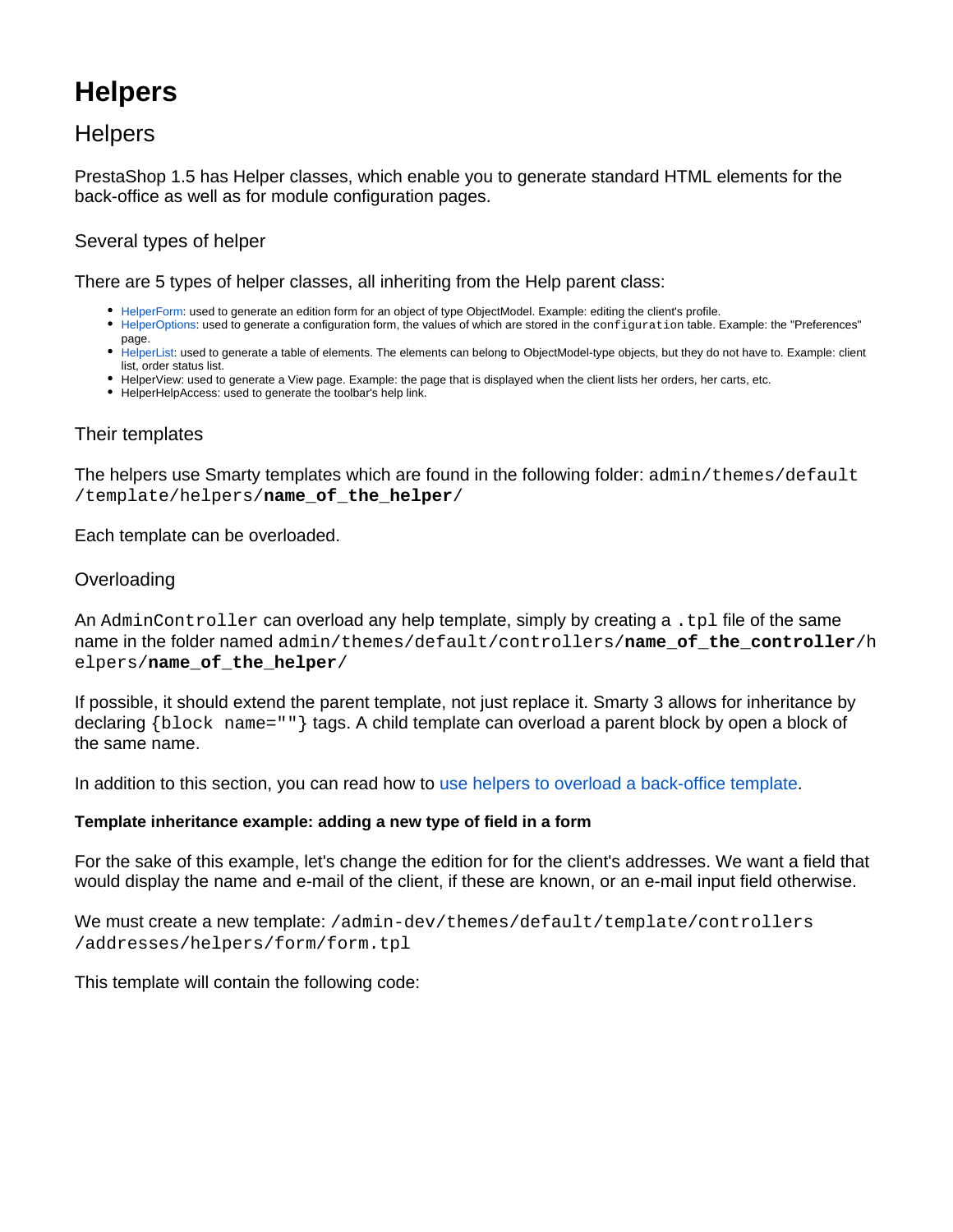# Helpers

## Helpers

PrestaShop 1.5 has Helper classes, which enable you to generate standard HTML elements for the back-office as well as for module configuration pages.

### Several types of helper

There are 5 types of helper classes, all inheriting from the Help parent class:

- HelperForm: used to generate an edition form for an object of type ObjectModel. Example: editing the client's profile.
- HelperOptions: used to generate a configuration form, the values of which are stored in the `configuration` table. Example: the "Preferences" page.
- HelperList: used to generate a table of elements. The elements can belong to ObjectModel-type objects, but they do not have to. Example: client list, order status list.
- HelperView: used to generate a View page. Example: the page that is displayed when the client lists her orders, her carts, etc.
- HelperHelpAccess: used to generate the toolbar's help link.

### Their templates

The helpers use Smarty templates which are found in the following folder: `admin/themes/default/template/helpers/`**`name_of_the_helper`**`/`

Each template can be overloaded.

### Overloading

An `AdminController` can overload any help template, simply by creating a `.tpl` file of the same name in the folder named `admin/themes/default/controllers/`**`name_of_the_controller`**`/helpers/`**`name_of_the_helper`**`/`

If possible, it should extend the parent template, not just replace it. Smarty 3 allows for inheritance by declaring `{block name=""}` tags. A child template can overload a parent block by open a block of the same name.

In addition to this section, you can read how to use helpers to overload a back-office template.

#### Template inheritance example: adding a new type of field in a form

For the sake of this example, let's change the edition for for the client's addresses. We want a field that would display the name and e-mail of the client, if these are known, or an e-mail input field otherwise.

We must create a new template: `/admin-dev/themes/default/template/controllers/addresses/helpers/form/form.tpl`

This template will contain the following code: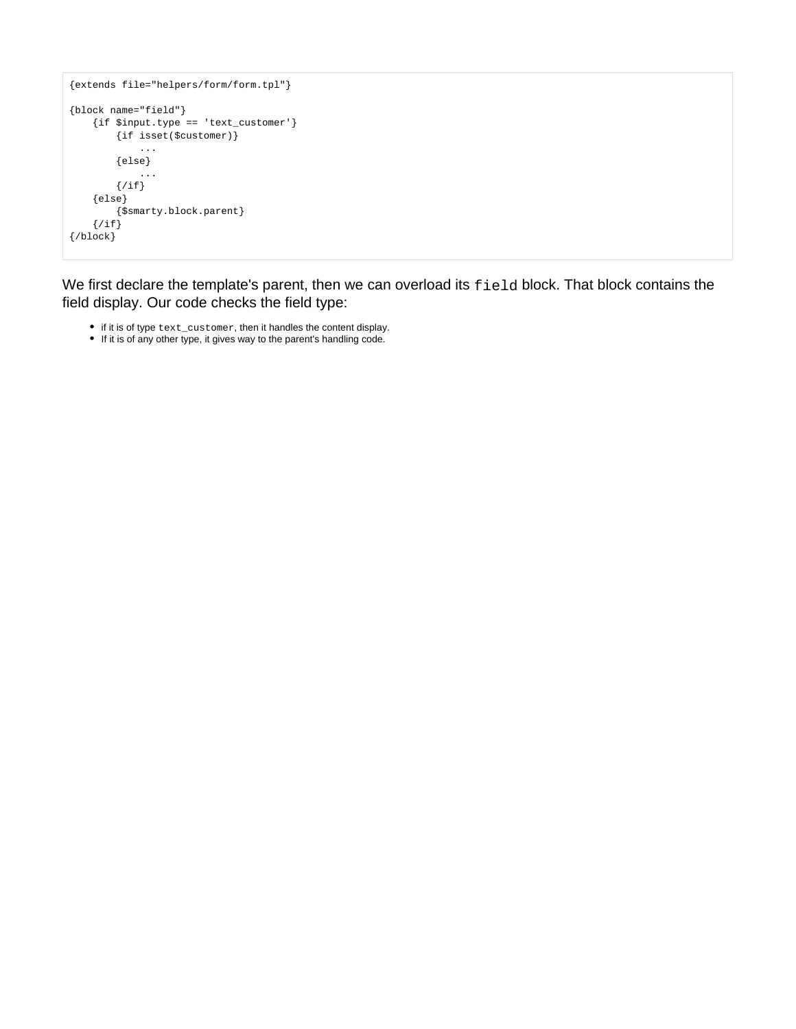```
{extends file="helpers/form/form.tpl"}

{block name="field"}
    {if $input.type == 'text_customer'}
        {if isset($customer)}
            ...
        {else}
            ...
        {/if}
    {else}
        {$smarty.block.parent}
    {/if}
{/block}
```

We first declare the template's parent, then we can overload its `field` block. That block contains the field display. Our code checks the field type:

- if it is of type `text_customer`, then it handles the content display.
- If it is of any other type, it gives way to the parent's handling code.